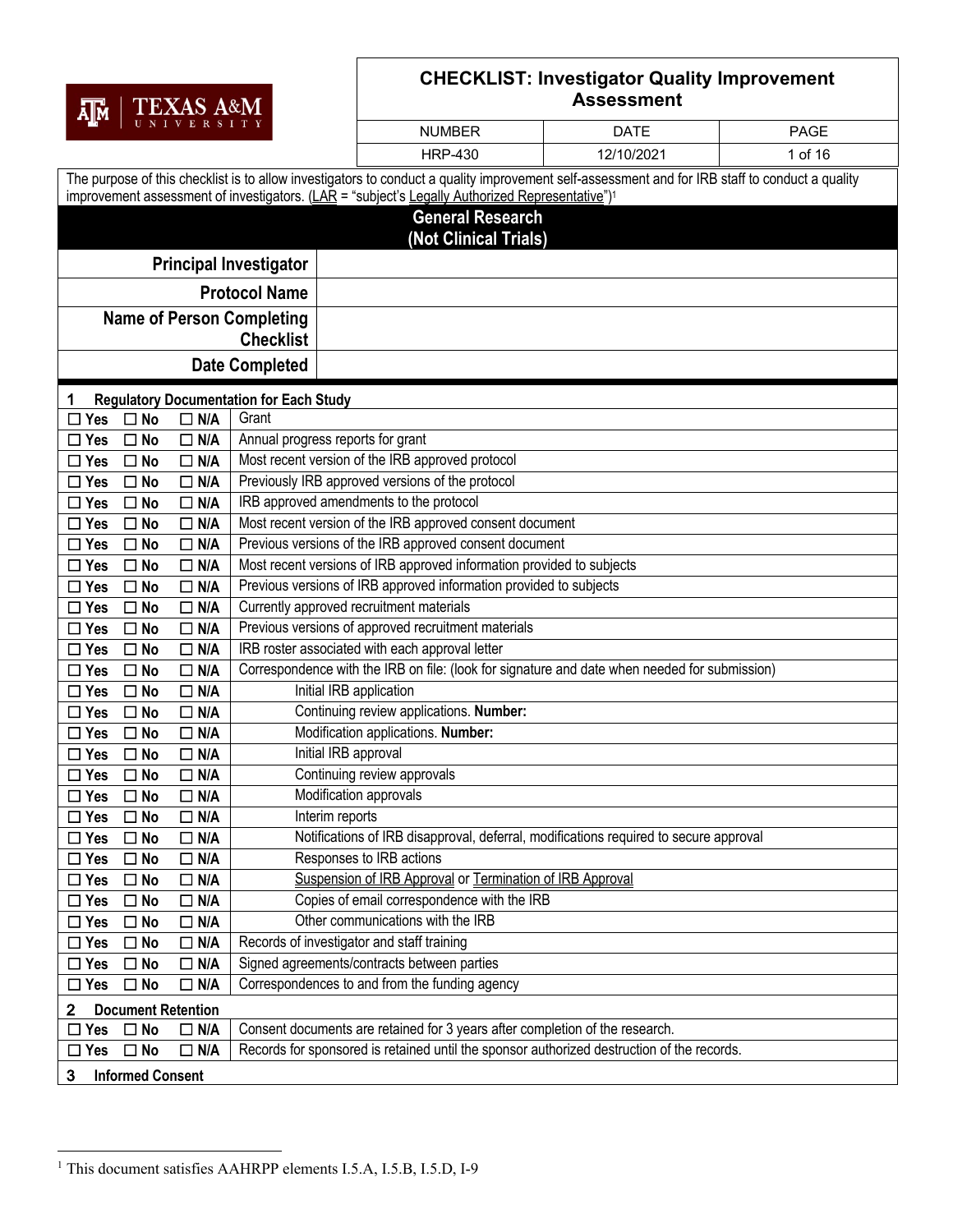TEXAS A&M UNIVERSITY

# CHECKLIST: Investigator Quality Improvement Assessment

| NUMBER | DATE | PAGE |
|---|---|---|
| HRP-430 | 12/10/2021 | 1 of 16 |

The purpose of this checklist is to allow investigators to conduct a quality improvement self-assessment and for IRB staff to conduct a quality improvement assessment of investigators. (LAR = "subject's Legally Authorized Representative")[1]

## General Research (Not Clinical Trials)

| | |
|---|---|
| **Principal Investigator** | |
| **Protocol Name** | |
| **Name of Person Completing Checklist** | |
| **Date Completed** | |

### 1 Regulatory Documentation for Each Study

| | |
|---|---|
| ☐ Yes ☐ No ☐ N/A | Grant |
| ☐ Yes ☐ No ☐ N/A | Annual progress reports for grant |
| ☐ Yes ☐ No ☐ N/A | Most recent version of the IRB approved protocol |
| ☐ Yes ☐ No ☐ N/A | Previously IRB approved versions of the protocol |
| ☐ Yes ☐ No ☐ N/A | IRB approved amendments to the protocol |
| ☐ Yes ☐ No ☐ N/A | Most recent version of the IRB approved consent document |
| ☐ Yes ☐ No ☐ N/A | Previous versions of the IRB approved consent document |
| ☐ Yes ☐ No ☐ N/A | Most recent versions of IRB approved information provided to subjects |
| ☐ Yes ☐ No ☐ N/A | Previous versions of IRB approved information provided to subjects |
| ☐ Yes ☐ No ☐ N/A | Currently approved recruitment materials |
| ☐ Yes ☐ No ☐ N/A | Previous versions of approved recruitment materials |
| ☐ Yes ☐ No ☐ N/A | IRB roster associated with each approval letter |
| ☐ Yes ☐ No ☐ N/A | Correspondence with the IRB on file: (look for signature and date when needed for submission) |
| ☐ Yes ☐ No ☐ N/A | Initial IRB application |
| ☐ Yes ☐ No ☐ N/A | Continuing review applications. **Number:** |
| ☐ Yes ☐ No ☐ N/A | Modification applications. **Number:** |
| ☐ Yes ☐ No ☐ N/A | Initial IRB approval |
| ☐ Yes ☐ No ☐ N/A | Continuing review approvals |
| ☐ Yes ☐ No ☐ N/A | Modification approvals |
| ☐ Yes ☐ No ☐ N/A | Interim reports |
| ☐ Yes ☐ No ☐ N/A | Notifications of IRB disapproval, deferral, modifications required to secure approval |
| ☐ Yes ☐ No ☐ N/A | Responses to IRB actions |
| ☐ Yes ☐ No ☐ N/A | Suspension of IRB Approval or Termination of IRB Approval |
| ☐ Yes ☐ No ☐ N/A | Copies of email correspondence with the IRB |
| ☐ Yes ☐ No ☐ N/A | Other communications with the IRB |
| ☐ Yes ☐ No ☐ N/A | Records of investigator and staff training |
| ☐ Yes ☐ No ☐ N/A | Signed agreements/contracts between parties |
| ☐ Yes ☐ No ☐ N/A | Correspondences to and from the funding agency |

### 2 Document Retention

| | |
|---|---|
| ☐ Yes ☐ No ☐ N/A | Consent documents are retained for 3 years after completion of the research. |
| ☐ Yes ☐ No ☐ N/A | Records for sponsored is retained until the sponsor authorized destruction of the records. |

### 3 Informed Consent

[1] This document satisfies AAHRPP elements I.5.A, I.5.B, I.5.D, I-9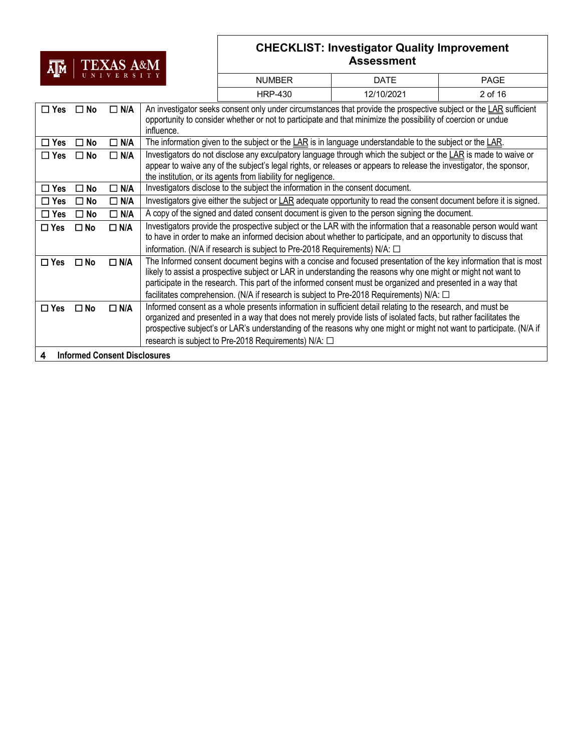| | | | |
|---|---|---|---|
| ☐ Yes | ☐ No | ☐ N/A | An investigator seeks consent only under circumstances that provide the prospective subject or the LAR sufficient opportunity to consider whether or not to participate and that minimize the possibility of coercion or undue influence. |
| ☐ Yes | ☐ No | ☐ N/A | The information given to the subject or the LAR is in language understandable to the subject or the LAR. |
| ☐ Yes | ☐ No | ☐ N/A | Investigators do not disclose any exculpatory language through which the subject or the LAR is made to waive or appear to waive any of the subject's legal rights, or releases or appears to release the investigator, the sponsor, the institution, or its agents from liability for negligence. |
| ☐ Yes | ☐ No | ☐ N/A | Investigators disclose to the subject the information in the consent document. |
| ☐ Yes | ☐ No | ☐ N/A | Investigators give either the subject or LAR adequate opportunity to read the consent document before it is signed. |
| ☐ Yes | ☐ No | ☐ N/A | A copy of the signed and dated consent document is given to the person signing the document. |
| ☐ Yes | ☐ No | ☐ N/A | Investigators provide the prospective subject or the LAR with the information that a reasonable person would want to have in order to make an informed decision about whether to participate, and an opportunity to discuss that information. (N/A if research is subject to Pre-2018 Requirements) N/A: ☐ |
| ☐ Yes | ☐ No | ☐ N/A | The Informed consent document begins with a concise and focused presentation of the key information that is most likely to assist a prospective subject or LAR in understanding the reasons why one might or might not want to participate in the research. This part of the informed consent must be organized and presented in a way that facilitates comprehension. (N/A if research is subject to Pre-2018 Requirements) N/A: ☐ |
| ☐ Yes | ☐ No | ☐ N/A | Informed consent as a whole presents information in sufficient detail relating to the research, and must be organized and presented in a way that does not merely provide lists of isolated facts, but rather facilitates the prospective subject's or LAR's understanding of the reasons why one might or might not want to participate. (N/A if research is subject to Pre-2018 Requirements) N/A: ☐ |

**4 Informed Consent Disclosures**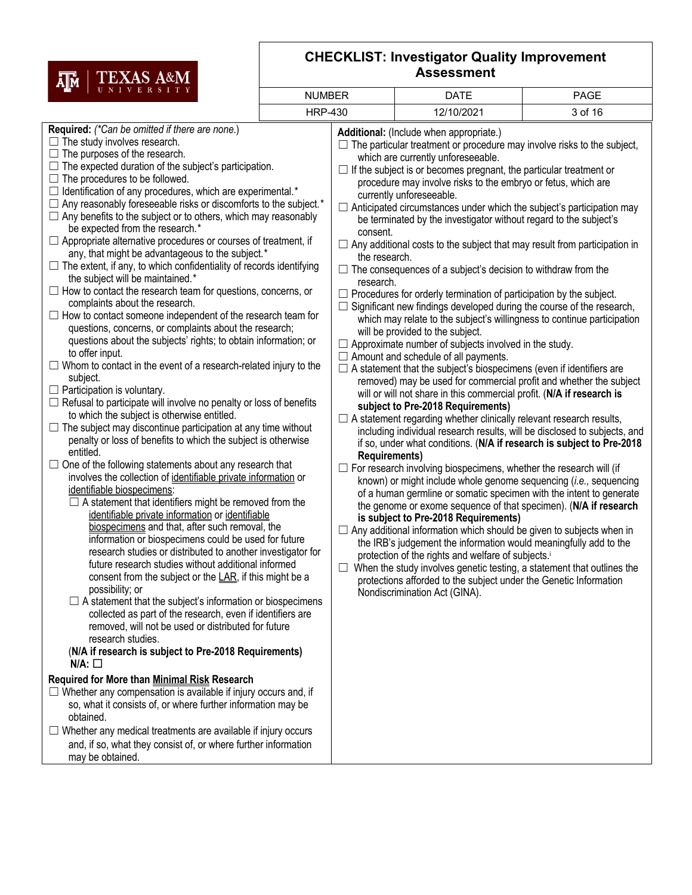**Required:** *(\*Can be omitted if there are none.)*

- ☐ The study involves research.
- ☐ The purposes of the research.
- ☐ The expected duration of the subject's participation.
- ☐ The procedures to be followed.
- ☐ Identification of any procedures, which are experimental.*
- ☐ Any reasonably foreseeable risks or discomforts to the subject.*
- ☐ Any benefits to the subject or to others, which may reasonably be expected from the research.*
- ☐ Appropriate alternative procedures or courses of treatment, if any, that might be advantageous to the subject.*
- ☐ The extent, if any, to which confidentiality of records identifying the subject will be maintained.*
- ☐ How to contact the research team for questions, concerns, or complaints about the research.
- ☐ How to contact someone independent of the research team for questions, concerns, or complaints about the research; questions about the subjects' rights; to obtain information; or to offer input.
- ☐ Whom to contact in the event of a research-related injury to the subject.
- ☐ Participation is voluntary.
- ☐ Refusal to participate will involve no penalty or loss of benefits to which the subject is otherwise entitled.
- ☐ The subject may discontinue participation at any time without penalty or loss of benefits to which the subject is otherwise entitled.
- ☐ One of the following statements about any research that involves the collection of identifiable private information or identifiable biospecimens:
  - ☐ A statement that identifiers might be removed from the identifiable private information or identifiable biospecimens and that, after such removal, the information or biospecimens could be used for future research studies or distributed to another investigator for future research studies without additional informed consent from the subject or the LAR, if this might be a possibility; or
  - ☐ A statement that the subject's information or biospecimens collected as part of the research, even if identifiers are removed, will not be used or distributed for future research studies.

  (**N/A if research is subject to Pre-2018 Requirements**)
  **N/A:** ☐

**Required for More than Minimal Risk Research**

- ☐ Whether any compensation is available if injury occurs and, if so, what it consists of, or where further information may be obtained.
- ☐ Whether any medical treatments are available if injury occurs and, if so, what they consist of, or where further information may be obtained.

**Additional:** (Include when appropriate.)

- ☐ The particular treatment or procedure may involve risks to the subject, which are currently unforeseeable.
- ☐ If the subject is or becomes pregnant, the particular treatment or procedure may involve risks to the embryo or fetus, which are currently unforeseeable.
- ☐ Anticipated circumstances under which the subject's participation may be terminated by the investigator without regard to the subject's consent.
- ☐ Any additional costs to the subject that may result from participation in the research.
- ☐ The consequences of a subject's decision to withdraw from the research.
- ☐ Procedures for orderly termination of participation by the subject.
- ☐ Significant new findings developed during the course of the research, which may relate to the subject's willingness to continue participation will be provided to the subject.
- ☐ Approximate number of subjects involved in the study.
- ☐ Amount and schedule of all payments.
- ☐ A statement that the subject's biospecimens (even if identifiers are removed) may be used for commercial profit and whether the subject will or will not share in this commercial profit. (**N/A if research is subject to Pre-2018 Requirements**)
- ☐ A statement regarding whether clinically relevant research results, including individual research results, will be disclosed to subjects, and if so, under what conditions. (**N/A if research is subject to Pre-2018 Requirements**)
- ☐ For research involving biospecimens, whether the research will (if known) or might include whole genome sequencing (*i.e.,* sequencing of a human germline or somatic specimen with the intent to generate the genome or exome sequence of that specimen). (**N/A if research is subject to Pre-2018 Requirements**)
- ☐ Any additional information which should be given to subjects when in the IRB's judgement the information would meaningfully add to the protection of the rights and welfare of subjects.[i]
- ☐ When the study involves genetic testing, a statement that outlines the protections afforded to the subject under the Genetic Information Nondiscrimination Act (GINA).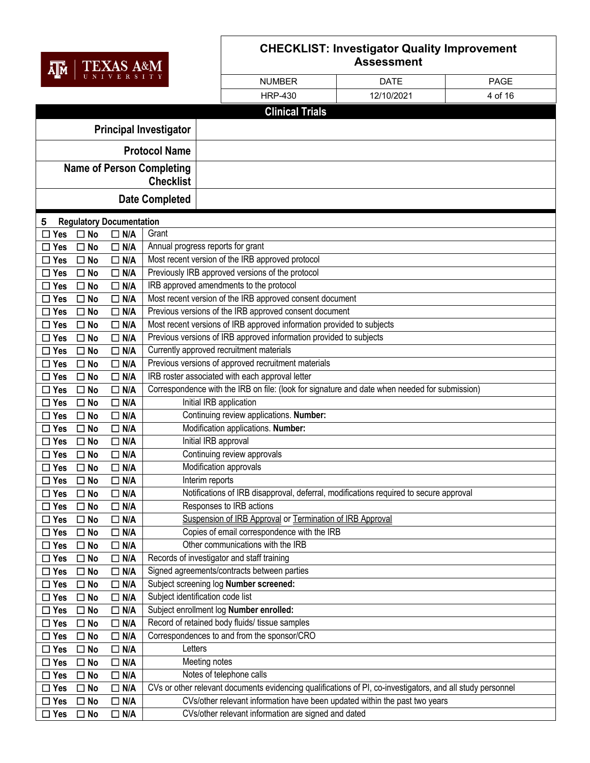# CHECKLIST: Investigator Quality Improvement Assessment

| NUMBER | DATE | PAGE |
|---|---|---|
| HRP-430 | 12/10/2021 | 4 of 16 |

## Clinical Trials

| | |
|---|---|
| **Principal Investigator** | |
| **Protocol Name** | |
| **Name of Person Completing Checklist** | |
| **Date Completed** | |

### 5 Regulatory Documentation

| Response | Item |
|---|---|
| ☐ Yes ☐ No ☐ N/A | Grant |
| ☐ Yes ☐ No ☐ N/A | Annual progress reports for grant |
| ☐ Yes ☐ No ☐ N/A | Most recent version of the IRB approved protocol |
| ☐ Yes ☐ No ☐ N/A | Previously IRB approved versions of the protocol |
| ☐ Yes ☐ No ☐ N/A | IRB approved amendments to the protocol |
| ☐ Yes ☐ No ☐ N/A | Most recent version of the IRB approved consent document |
| ☐ Yes ☐ No ☐ N/A | Previous versions of the IRB approved consent document |
| ☐ Yes ☐ No ☐ N/A | Most recent versions of IRB approved information provided to subjects |
| ☐ Yes ☐ No ☐ N/A | Previous versions of IRB approved information provided to subjects |
| ☐ Yes ☐ No ☐ N/A | Currently approved recruitment materials |
| ☐ Yes ☐ No ☐ N/A | Previous versions of approved recruitment materials |
| ☐ Yes ☐ No ☐ N/A | IRB roster associated with each approval letter |
| ☐ Yes ☐ No ☐ N/A | Correspondence with the IRB on file: (look for signature and date when needed for submission) |
| ☐ Yes ☐ No ☐ N/A | &nbsp;&nbsp;&nbsp;&nbsp;Initial IRB application |
| ☐ Yes ☐ No ☐ N/A | &nbsp;&nbsp;&nbsp;&nbsp;Continuing review applications. **Number:** |
| ☐ Yes ☐ No ☐ N/A | &nbsp;&nbsp;&nbsp;&nbsp;Modification applications. **Number:** |
| ☐ Yes ☐ No ☐ N/A | &nbsp;&nbsp;&nbsp;&nbsp;Initial IRB approval |
| ☐ Yes ☐ No ☐ N/A | &nbsp;&nbsp;&nbsp;&nbsp;Continuing review approvals |
| ☐ Yes ☐ No ☐ N/A | &nbsp;&nbsp;&nbsp;&nbsp;Modification approvals |
| ☐ Yes ☐ No ☐ N/A | &nbsp;&nbsp;&nbsp;&nbsp;Interim reports |
| ☐ Yes ☐ No ☐ N/A | &nbsp;&nbsp;&nbsp;&nbsp;Notifications of IRB disapproval, deferral, modifications required to secure approval |
| ☐ Yes ☐ No ☐ N/A | &nbsp;&nbsp;&nbsp;&nbsp;Responses to IRB actions |
| ☐ Yes ☐ No ☐ N/A | &nbsp;&nbsp;&nbsp;&nbsp;Suspension of IRB Approval or Termination of IRB Approval |
| ☐ Yes ☐ No ☐ N/A | &nbsp;&nbsp;&nbsp;&nbsp;Copies of email correspondence with the IRB |
| ☐ Yes ☐ No ☐ N/A | &nbsp;&nbsp;&nbsp;&nbsp;Other communications with the IRB |
| ☐ Yes ☐ No ☐ N/A | Records of investigator and staff training |
| ☐ Yes ☐ No ☐ N/A | Signed agreements/contracts between parties |
| ☐ Yes ☐ No ☐ N/A | Subject screening log **Number screened:** |
| ☐ Yes ☐ No ☐ N/A | Subject identification code list |
| ☐ Yes ☐ No ☐ N/A | Subject enrollment log **Number enrolled:** |
| ☐ Yes ☐ No ☐ N/A | Record of retained body fluids/ tissue samples |
| ☐ Yes ☐ No ☐ N/A | Correspondences to and from the sponsor/CRO |
| ☐ Yes ☐ No ☐ N/A | &nbsp;&nbsp;&nbsp;&nbsp;Letters |
| ☐ Yes ☐ No ☐ N/A | &nbsp;&nbsp;&nbsp;&nbsp;Meeting notes |
| ☐ Yes ☐ No ☐ N/A | &nbsp;&nbsp;&nbsp;&nbsp;Notes of telephone calls |
| ☐ Yes ☐ No ☐ N/A | CVs or other relevant documents evidencing qualifications of PI, co-investigators, and all study personnel |
| ☐ Yes ☐ No ☐ N/A | &nbsp;&nbsp;&nbsp;&nbsp;CVs/other relevant information have been updated within the past two years |
| ☐ Yes ☐ No ☐ N/A | &nbsp;&nbsp;&nbsp;&nbsp;CVs/other relevant information are signed and dated |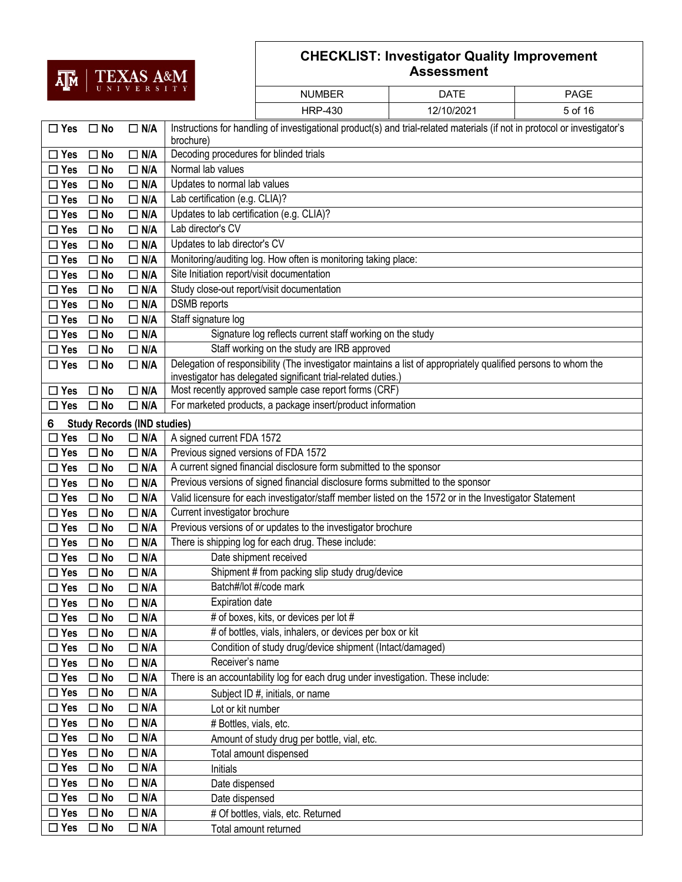| | | | |
|---|---|---|---|
| ☐ Yes | ☐ No | ☐ N/A | Instructions for handling of investigational product(s) and trial-related materials (if not in protocol or investigator's brochure) |
| ☐ Yes | ☐ No | ☐ N/A | Decoding procedures for blinded trials |
| ☐ Yes | ☐ No | ☐ N/A | Normal lab values |
| ☐ Yes | ☐ No | ☐ N/A | Updates to normal lab values |
| ☐ Yes | ☐ No | ☐ N/A | Lab certification (e.g. CLIA)? |
| ☐ Yes | ☐ No | ☐ N/A | Updates to lab certification (e.g. CLIA)? |
| ☐ Yes | ☐ No | ☐ N/A | Lab director's CV |
| ☐ Yes | ☐ No | ☐ N/A | Updates to lab director's CV |
| ☐ Yes | ☐ No | ☐ N/A | Monitoring/auditing log. How often is monitoring taking place: |
| ☐ Yes | ☐ No | ☐ N/A | Site Initiation report/visit documentation |
| ☐ Yes | ☐ No | ☐ N/A | Study close-out report/visit documentation |
| ☐ Yes | ☐ No | ☐ N/A | DSMB reports |
| ☐ Yes | ☐ No | ☐ N/A | Staff signature log |
| ☐ Yes | ☐ No | ☐ N/A | Signature log reflects current staff working on the study |
| ☐ Yes | ☐ No | ☐ N/A | Staff working on the study are IRB approved |
| ☐ Yes | ☐ No | ☐ N/A | Delegation of responsibility (The investigator maintains a list of appropriately qualified persons to whom the investigator has delegated significant trial-related duties.) |
| ☐ Yes | ☐ No | ☐ N/A | Most recently approved sample case report forms (CRF) |
| ☐ Yes | ☐ No | ☐ N/A | For marketed products, a package insert/product information |
| **6** | **Study Records (IND studies)** | | |
| ☐ Yes | ☐ No | ☐ N/A | A signed current FDA 1572 |
| ☐ Yes | ☐ No | ☐ N/A | Previous signed versions of FDA 1572 |
| ☐ Yes | ☐ No | ☐ N/A | A current signed financial disclosure form submitted to the sponsor |
| ☐ Yes | ☐ No | ☐ N/A | Previous versions of signed financial disclosure forms submitted to the sponsor |
| ☐ Yes | ☐ No | ☐ N/A | Valid licensure for each investigator/staff member listed on the 1572 or in the Investigator Statement |
| ☐ Yes | ☐ No | ☐ N/A | Current investigator brochure |
| ☐ Yes | ☐ No | ☐ N/A | Previous versions of or updates to the investigator brochure |
| ☐ Yes | ☐ No | ☐ N/A | There is shipping log for each drug. These include: |
| ☐ Yes | ☐ No | ☐ N/A | Date shipment received |
| ☐ Yes | ☐ No | ☐ N/A | Shipment # from packing slip study drug/device |
| ☐ Yes | ☐ No | ☐ N/A | Batch#/lot #/code mark |
| ☐ Yes | ☐ No | ☐ N/A | Expiration date |
| ☐ Yes | ☐ No | ☐ N/A | # of boxes, kits, or devices per lot # |
| ☐ Yes | ☐ No | ☐ N/A | # of bottles, vials, inhalers, or devices per box or kit |
| ☐ Yes | ☐ No | ☐ N/A | Condition of study drug/device shipment (Intact/damaged) |
| ☐ Yes | ☐ No | ☐ N/A | Receiver's name |
| ☐ Yes | ☐ No | ☐ N/A | There is an accountability log for each drug under investigation. These include: |
| ☐ Yes | ☐ No | ☐ N/A | Subject ID #, initials, or name |
| ☐ Yes | ☐ No | ☐ N/A | Lot or kit number |
| ☐ Yes | ☐ No | ☐ N/A | # Bottles, vials, etc. |
| ☐ Yes | ☐ No | ☐ N/A | Amount of study drug per bottle, vial, etc. |
| ☐ Yes | ☐ No | ☐ N/A | Total amount dispensed |
| ☐ Yes | ☐ No | ☐ N/A | Initials |
| ☐ Yes | ☐ No | ☐ N/A | Date dispensed |
| ☐ Yes | ☐ No | ☐ N/A | Date dispensed |
| ☐ Yes | ☐ No | ☐ N/A | # Of bottles, vials, etc. Returned |
| ☐ Yes | ☐ No | ☐ N/A | Total amount returned |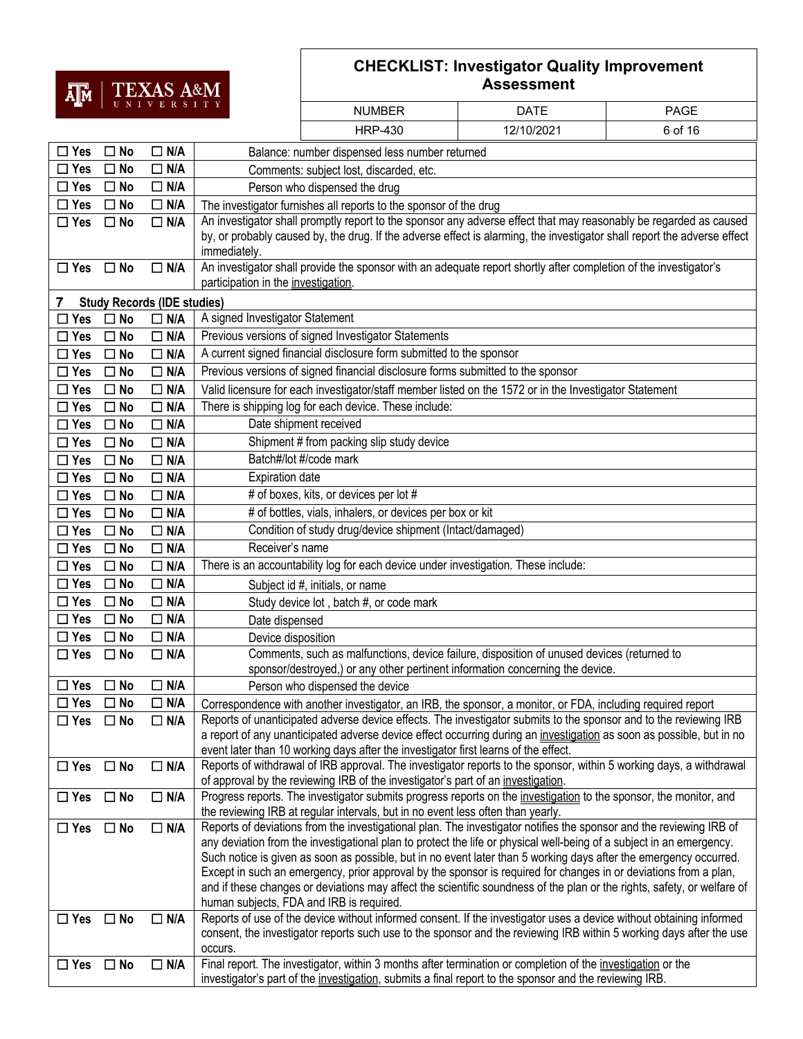| | | | |
|---|---|---|---|
| ☐ Yes | ☐ No | ☐ N/A | Balance: number dispensed less number returned |
| ☐ Yes | ☐ No | ☐ N/A | Comments: subject lost, discarded, etc. |
| ☐ Yes | ☐ No | ☐ N/A | Person who dispensed the drug |
| ☐ Yes | ☐ No | ☐ N/A | The investigator furnishes all reports to the sponsor of the drug |
| ☐ Yes | ☐ No | ☐ N/A | An investigator shall promptly report to the sponsor any adverse effect that may reasonably be regarded as caused by, or probably caused by, the drug. If the adverse effect is alarming, the investigator shall report the adverse effect immediately. |
| ☐ Yes | ☐ No | ☐ N/A | An investigator shall provide the sponsor with an adequate report shortly after completion of the investigator's participation in the investigation. |
| **7 Study Records (IDE studies)** | | | |
| ☐ Yes | ☐ No | ☐ N/A | A signed Investigator Statement |
| ☐ Yes | ☐ No | ☐ N/A | Previous versions of signed Investigator Statements |
| ☐ Yes | ☐ No | ☐ N/A | A current signed financial disclosure form submitted to the sponsor |
| ☐ Yes | ☐ No | ☐ N/A | Previous versions of signed financial disclosure forms submitted to the sponsor |
| ☐ Yes | ☐ No | ☐ N/A | Valid licensure for each investigator/staff member listed on the 1572 or in the Investigator Statement |
| ☐ Yes | ☐ No | ☐ N/A | There is shipping log for each device. These include: |
| ☐ Yes | ☐ No | ☐ N/A | Date shipment received |
| ☐ Yes | ☐ No | ☐ N/A | Shipment # from packing slip study device |
| ☐ Yes | ☐ No | ☐ N/A | Batch#/lot #/code mark |
| ☐ Yes | ☐ No | ☐ N/A | Expiration date |
| ☐ Yes | ☐ No | ☐ N/A | # of boxes, kits, or devices per lot # |
| ☐ Yes | ☐ No | ☐ N/A | # of bottles, vials, inhalers, or devices per box or kit |
| ☐ Yes | ☐ No | ☐ N/A | Condition of study drug/device shipment (Intact/damaged) |
| ☐ Yes | ☐ No | ☐ N/A | Receiver's name |
| ☐ Yes | ☐ No | ☐ N/A | There is an accountability log for each device under investigation. These include: |
| ☐ Yes | ☐ No | ☐ N/A | Subject id #, initials, or name |
| ☐ Yes | ☐ No | ☐ N/A | Study device lot , batch #, or code mark |
| ☐ Yes | ☐ No | ☐ N/A | Date dispensed |
| ☐ Yes | ☐ No | ☐ N/A | Device disposition |
| ☐ Yes | ☐ No | ☐ N/A | Comments, such as malfunctions, device failure, disposition of unused devices (returned to sponsor/destroyed,) or any other pertinent information concerning the device. |
| ☐ Yes | ☐ No | ☐ N/A | Person who dispensed the device |
| ☐ Yes | ☐ No | ☐ N/A | Correspondence with another investigator, an IRB, the sponsor, a monitor, or FDA, including required report |
| ☐ Yes | ☐ No | ☐ N/A | Reports of unanticipated adverse device effects. The investigator submits to the sponsor and to the reviewing IRB a report of any unanticipated adverse device effect occurring during an investigation as soon as possible, but in no event later than 10 working days after the investigator first learns of the effect. |
| ☐ Yes | ☐ No | ☐ N/A | Reports of withdrawal of IRB approval. The investigator reports to the sponsor, within 5 working days, a withdrawal of approval by the reviewing IRB of the investigator's part of an investigation. |
| ☐ Yes | ☐ No | ☐ N/A | Progress reports. The investigator submits progress reports on the investigation to the sponsor, the monitor, and the reviewing IRB at regular intervals, but in no event less often than yearly. |
| ☐ Yes | ☐ No | ☐ N/A | Reports of deviations from the investigational plan. The investigator notifies the sponsor and the reviewing IRB of any deviation from the investigational plan to protect the life or physical well-being of a subject in an emergency. Such notice is given as soon as possible, but in no event later than 5 working days after the emergency occurred. Except in such an emergency, prior approval by the sponsor is required for changes in or deviations from a plan, and if these changes or deviations may affect the scientific soundness of the plan or the rights, safety, or welfare of human subjects, FDA and IRB is required. |
| ☐ Yes | ☐ No | ☐ N/A | Reports of use of the device without informed consent. If the investigator uses a device without obtaining informed consent, the investigator reports such use to the sponsor and the reviewing IRB within 5 working days after the use occurs. |
| ☐ Yes | ☐ No | ☐ N/A | Final report. The investigator, within 3 months after termination or completion of the investigation or the investigator's part of the investigation, submits a final report to the sponsor and the reviewing IRB. |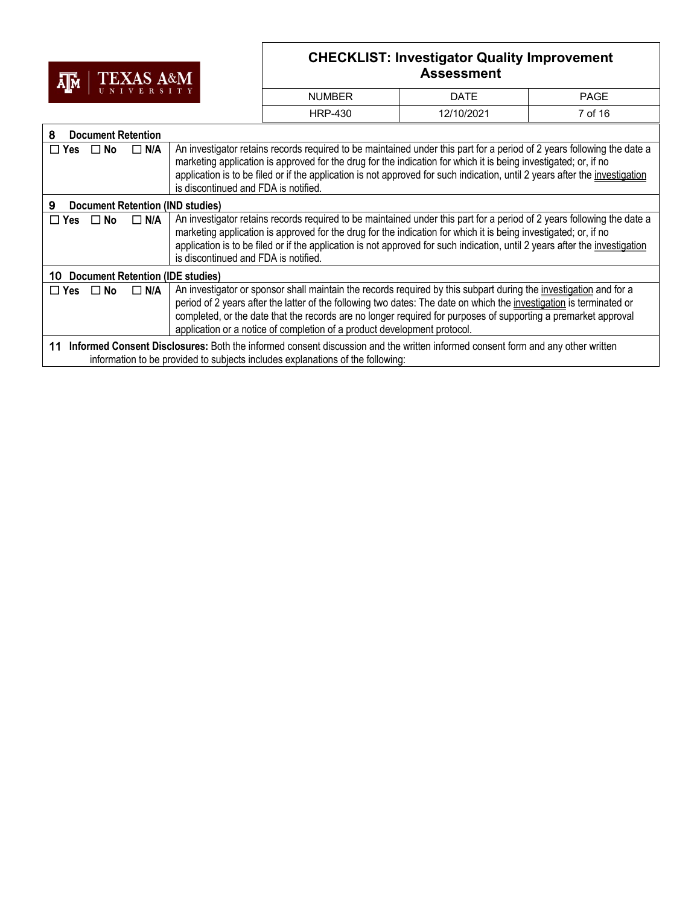| 8 Document Retention | |
|---|---|
| ☐ Yes ☐ No ☐ N/A | An investigator retains records required to be maintained under this part for a period of 2 years following the date a marketing application is approved for the drug for the indication for which it is being investigated; or, if no application is to be filed or if the application is not approved for such indication, until 2 years after the investigation is discontinued and FDA is notified. |
| **9 Document Retention (IND studies)** | |
| ☐ Yes ☐ No ☐ N/A | An investigator retains records required to be maintained under this part for a period of 2 years following the date a marketing application is approved for the drug for the indication for which it is being investigated; or, if no application is to be filed or if the application is not approved for such indication, until 2 years after the investigation is discontinued and FDA is notified. |
| **10 Document Retention (IDE studies)** | |
| ☐ Yes ☐ No ☐ N/A | An investigator or sponsor shall maintain the records required by this subpart during the investigation and for a period of 2 years after the latter of the following two dates: The date on which the investigation is terminated or completed, or the date that the records are no longer required for purposes of supporting a premarket approval application or a notice of completion of a product development protocol. |

**11 Informed Consent Disclosures:** Both the informed consent discussion and the written informed consent form and any other written information to be provided to subjects includes explanations of the following: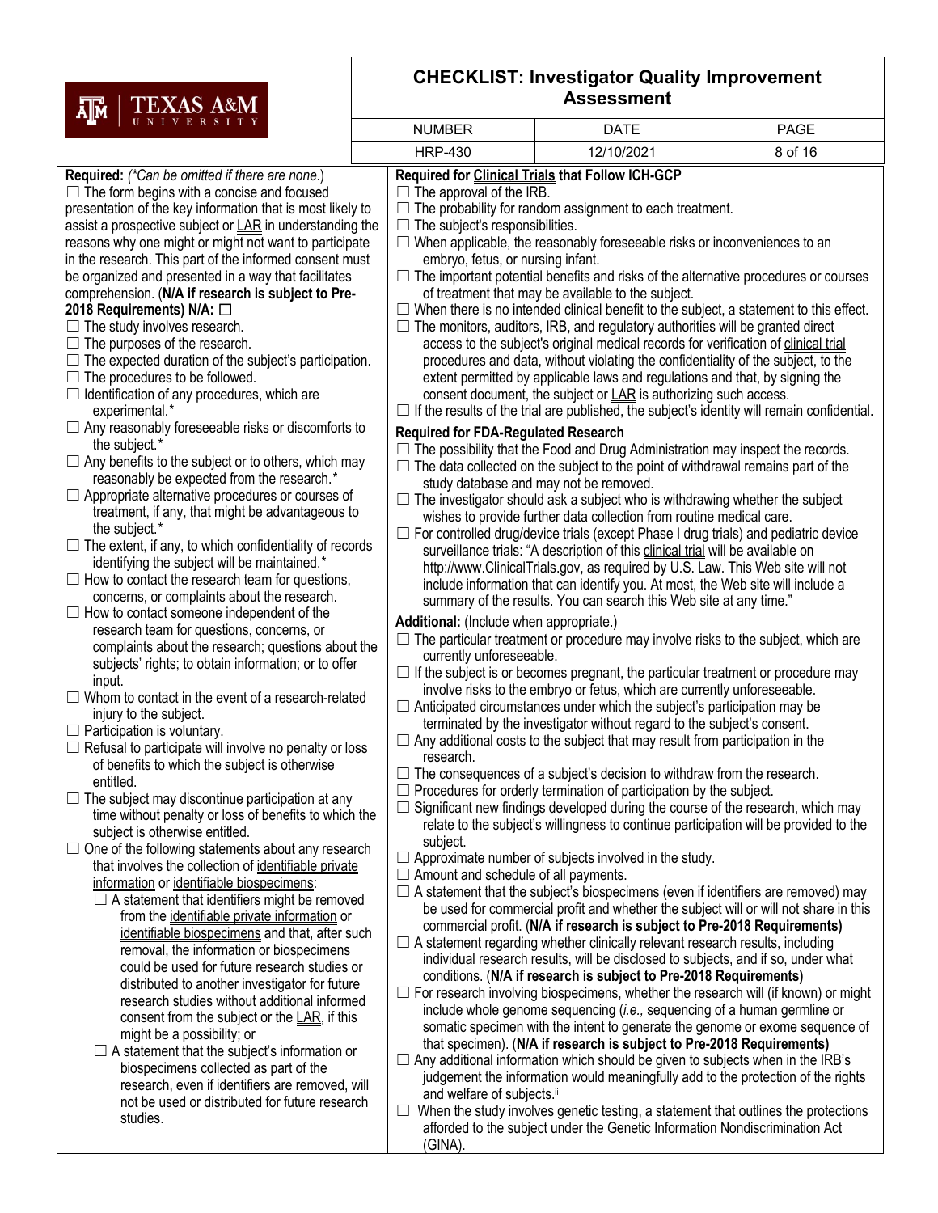**Required:** (*Can be omitted if there are none.*)

- ☐ The form begins with a concise and focused presentation of the key information that is most likely to assist a prospective subject or LAR in understanding the reasons why one might or might not want to participate in the research. This part of the informed consent must be organized and presented in a way that facilitates comprehension. (**N/A if research is subject to Pre-2018 Requirements) N/A: ☐**
- ☐ The study involves research.
- ☐ The purposes of the research.
- ☐ The expected duration of the subject's participation.
- ☐ The procedures to be followed.
- ☐ Identification of any procedures, which are experimental.*
- ☐ Any reasonably foreseeable risks or discomforts to the subject.*
- ☐ Any benefits to the subject or to others, which may reasonably be expected from the research.*
- ☐ Appropriate alternative procedures or courses of treatment, if any, that might be advantageous to the subject.*
- ☐ The extent, if any, to which confidentiality of records identifying the subject will be maintained.*
- ☐ How to contact the research team for questions, concerns, or complaints about the research.
- ☐ How to contact someone independent of the research team for questions, concerns, or complaints about the research; questions about the subjects' rights; to obtain information; or to offer input.
- ☐ Whom to contact in the event of a research-related injury to the subject.
- ☐ Participation is voluntary.
- ☐ Refusal to participate will involve no penalty or loss of benefits to which the subject is otherwise entitled.
- ☐ The subject may discontinue participation at any time without penalty or loss of benefits to which the subject is otherwise entitled.
- ☐ One of the following statements about any research that involves the collection of identifiable private information or identifiable biospecimens:
  - ☐ A statement that identifiers might be removed from the identifiable private information or identifiable biospecimens and that, after such removal, the information or biospecimens could be used for future research studies or distributed to another investigator for future research studies without additional informed consent from the subject or the LAR, if this might be a possibility; or
  - ☐ A statement that the subject's information or biospecimens collected as part of the research, even if identifiers are removed, will not be used or distributed for future research studies.

**Required for Clinical Trials that Follow ICH-GCP**

- ☐ The approval of the IRB.
- ☐ The probability for random assignment to each treatment.
- ☐ The subject's responsibilities.
- ☐ When applicable, the reasonably foreseeable risks or inconveniences to an embryo, fetus, or nursing infant.
- ☐ The important potential benefits and risks of the alternative procedures or courses of treatment that may be available to the subject.
- ☐ When there is no intended clinical benefit to the subject, a statement to this effect.
- ☐ The monitors, auditors, IRB, and regulatory authorities will be granted direct access to the subject's original medical records for verification of clinical trial procedures and data, without violating the confidentiality of the subject, to the extent permitted by applicable laws and regulations and that, by signing the consent document, the subject or LAR is authorizing such access.
- ☐ If the results of the trial are published, the subject's identity will remain confidential.

**Required for FDA-Regulated Research**

- ☐ The possibility that the Food and Drug Administration may inspect the records.
- ☐ The data collected on the subject to the point of withdrawal remains part of the study database and may not be removed.
- ☐ The investigator should ask a subject who is withdrawing whether the subject wishes to provide further data collection from routine medical care.
- ☐ For controlled drug/device trials (except Phase I drug trials) and pediatric device surveillance trials: "A description of this clinical trial will be available on http://www.ClinicalTrials.gov, as required by U.S. Law. This Web site will not include information that can identify you. At most, the Web site will include a summary of the results. You can search this Web site at any time."

**Additional:** (Include when appropriate.)

- ☐ The particular treatment or procedure may involve risks to the subject, which are currently unforeseeable.
- ☐ If the subject is or becomes pregnant, the particular treatment or procedure may involve risks to the embryo or fetus, which are currently unforeseeable.
- ☐ Anticipated circumstances under which the subject's participation may be terminated by the investigator without regard to the subject's consent.
- ☐ Any additional costs to the subject that may result from participation in the research.
- ☐ The consequences of a subject's decision to withdraw from the research.
- ☐ Procedures for orderly termination of participation by the subject.
- ☐ Significant new findings developed during the course of the research, which may relate to the subject's willingness to continue participation will be provided to the subject.
- ☐ Approximate number of subjects involved in the study.
- ☐ Amount and schedule of all payments.
- ☐ A statement that the subject's biospecimens (even if identifiers are removed) may be used for commercial profit and whether the subject will or will not share in this commercial profit. (**N/A if research is subject to Pre-2018 Requirements)**
- ☐ A statement regarding whether clinically relevant research results, including individual research results, will be disclosed to subjects, and if so, under what conditions. (**N/A if research is subject to Pre-2018 Requirements)**
- ☐ For research involving biospecimens, whether the research will (if known) or might include whole genome sequencing (*i.e.*, sequencing of a human germline or somatic specimen with the intent to generate the genome or exome sequence of that specimen). (**N/A if research is subject to Pre-2018 Requirements)**
- ☐ Any additional information which should be given to subjects when in the IRB's judgement the information would meaningfully add to the protection of the rights and welfare of subjects.[ii]
- ☐ When the study involves genetic testing, a statement that outlines the protections afforded to the subject under the Genetic Information Nondiscrimination Act (GINA).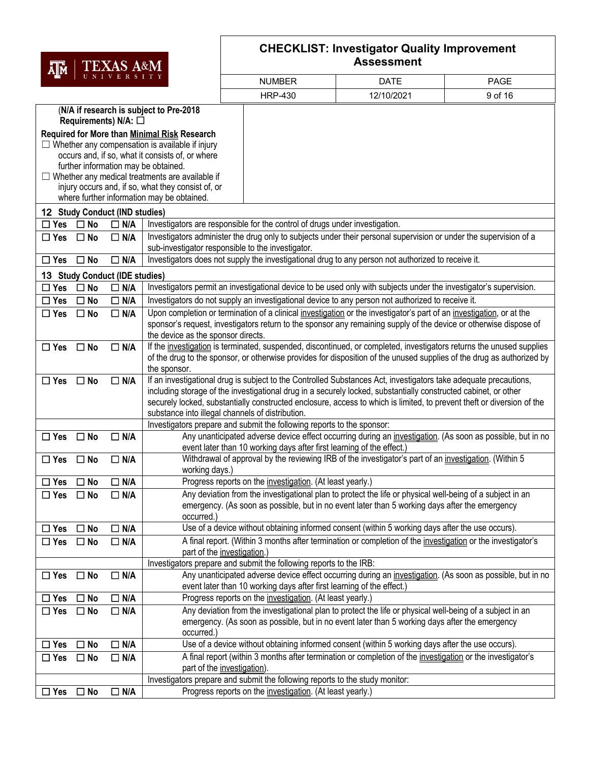| | |
|---|---|
| (**N/A if research is subject to Pre-2018 Requirements) N/A:** ☐<br><br>**Required for More than Minimal Risk Research**<br>☐ Whether any compensation is available if injury occurs and, if so, what it consists of, or where further information may be obtained.<br>☐ Whether any medical treatments are available if injury occurs and, if so, what they consist of, or where further information may be obtained. | |

**12 Study Conduct (IND studies)**

| Response | Item |
|---|---|
| ☐ Yes ☐ No ☐ N/A | Investigators are responsible for the control of drugs under investigation. |
| ☐ Yes ☐ No ☐ N/A | Investigators administer the drug only to subjects under their personal supervision or under the supervision of a sub-investigator responsible to the investigator. |
| ☐ Yes ☐ No ☐ N/A | Investigators does not supply the investigational drug to any person not authorized to receive it. |

**13 Study Conduct (IDE studies)**

| Response | Item |
|---|---|
| ☐ Yes ☐ No ☐ N/A | Investigators permit an investigational device to be used only with subjects under the investigator's supervision. |
| ☐ Yes ☐ No ☐ N/A | Investigators do not supply an investigational device to any person not authorized to receive it. |
| ☐ Yes ☐ No ☐ N/A | Upon completion or termination of a clinical investigation or the investigator's part of an investigation, or at the sponsor's request, investigators return to the sponsor any remaining supply of the device or otherwise dispose of the device as the sponsor directs. |
| ☐ Yes ☐ No ☐ N/A | If the investigation is terminated, suspended, discontinued, or completed, investigators returns the unused supplies of the drug to the sponsor, or otherwise provides for disposition of the unused supplies of the drug as authorized by the sponsor. |
| ☐ Yes ☐ No ☐ N/A | If an investigational drug is subject to the Controlled Substances Act, investigators take adequate precautions, including storage of the investigational drug in a securely locked, substantially constructed cabinet, or other securely locked, substantially constructed enclosure, access to which is limited, to prevent theft or diversion of the substance into illegal channels of distribution. |
| | Investigators prepare and submit the following reports to the sponsor: |
| ☐ Yes ☐ No ☐ N/A | Any unanticipated adverse device effect occurring during an investigation. (As soon as possible, but in no event later than 10 working days after first learning of the effect.) |
| ☐ Yes ☐ No ☐ N/A | Withdrawal of approval by the reviewing IRB of the investigator's part of an investigation. (Within 5 working days.) |
| ☐ Yes ☐ No ☐ N/A | Progress reports on the investigation. (At least yearly.) |
| ☐ Yes ☐ No ☐ N/A | Any deviation from the investigational plan to protect the life or physical well-being of a subject in an emergency. (As soon as possible, but in no event later than 5 working days after the emergency occurred.) |
| ☐ Yes ☐ No ☐ N/A | Use of a device without obtaining informed consent (within 5 working days after the use occurs). |
| ☐ Yes ☐ No ☐ N/A | A final report. (Within 3 months after termination or completion of the investigation or the investigator's part of the investigation.) |
| | Investigators prepare and submit the following reports to the IRB: |
| ☐ Yes ☐ No ☐ N/A | Any unanticipated adverse device effect occurring during an investigation. (As soon as possible, but in no event later than 10 working days after first learning of the effect.) |
| ☐ Yes ☐ No ☐ N/A | Progress reports on the investigation. (At least yearly.) |
| ☐ Yes ☐ No ☐ N/A | Any deviation from the investigational plan to protect the life or physical well-being of a subject in an emergency. (As soon as possible, but in no event later than 5 working days after the emergency occurred.) |
| ☐ Yes ☐ No ☐ N/A | Use of a device without obtaining informed consent (within 5 working days after the use occurs). |
| ☐ Yes ☐ No ☐ N/A | A final report (within 3 months after termination or completion of the investigation or the investigator's part of the investigation). |
| | Investigators prepare and submit the following reports to the study monitor: |
| ☐ Yes ☐ No ☐ N/A | Progress reports on the investigation. (At least yearly.) |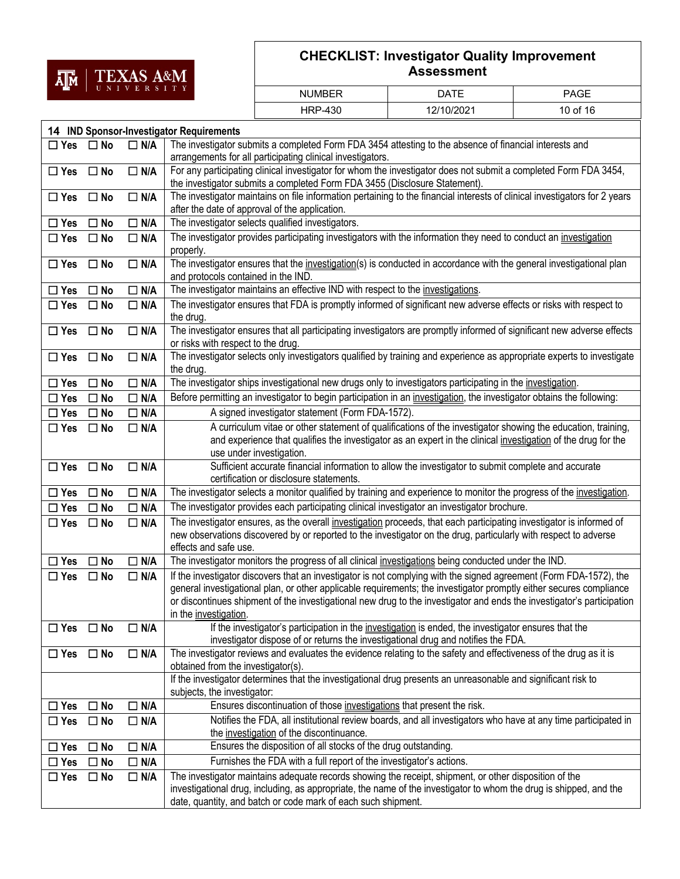| 14 IND Sponsor-Investigator Requirements | | | |
|---|---|---|---|
| ☐ Yes | ☐ No | ☐ N/A | The investigator submits a completed Form FDA 3454 attesting to the absence of financial interests and arrangements for all participating clinical investigators. |
| ☐ Yes | ☐ No | ☐ N/A | For any participating clinical investigator for whom the investigator does not submit a completed Form FDA 3454, the investigator submits a completed Form FDA 3455 (Disclosure Statement). |
| ☐ Yes | ☐ No | ☐ N/A | The investigator maintains on file information pertaining to the financial interests of clinical investigators for 2 years after the date of approval of the application. |
| ☐ Yes | ☐ No | ☐ N/A | The investigator selects qualified investigators. |
| ☐ Yes | ☐ No | ☐ N/A | The investigator provides participating investigators with the information they need to conduct an investigation properly. |
| ☐ Yes | ☐ No | ☐ N/A | The investigator ensures that the investigation(s) is conducted in accordance with the general investigational plan and protocols contained in the IND. |
| ☐ Yes | ☐ No | ☐ N/A | The investigator maintains an effective IND with respect to the investigations. |
| ☐ Yes | ☐ No | ☐ N/A | The investigator ensures that FDA is promptly informed of significant new adverse effects or risks with respect to the drug. |
| ☐ Yes | ☐ No | ☐ N/A | The investigator ensures that all participating investigators are promptly informed of significant new adverse effects or risks with respect to the drug. |
| ☐ Yes | ☐ No | ☐ N/A | The investigator selects only investigators qualified by training and experience as appropriate experts to investigate the drug. |
| ☐ Yes | ☐ No | ☐ N/A | The investigator ships investigational new drugs only to investigators participating in the investigation. |
| ☐ Yes | ☐ No | ☐ N/A | Before permitting an investigator to begin participation in an investigation, the investigator obtains the following: |
| ☐ Yes | ☐ No | ☐ N/A | A signed investigator statement (Form FDA-1572). |
| ☐ Yes | ☐ No | ☐ N/A | A curriculum vitae or other statement of qualifications of the investigator showing the education, training, and experience that qualifies the investigator as an expert in the clinical investigation of the drug for the use under investigation. |
| ☐ Yes | ☐ No | ☐ N/A | Sufficient accurate financial information to allow the investigator to submit complete and accurate certification or disclosure statements. |
| ☐ Yes | ☐ No | ☐ N/A | The investigator selects a monitor qualified by training and experience to monitor the progress of the investigation. |
| ☐ Yes | ☐ No | ☐ N/A | The investigator provides each participating clinical investigator an investigator brochure. |
| ☐ Yes | ☐ No | ☐ N/A | The investigator ensures, as the overall investigation proceeds, that each participating investigator is informed of new observations discovered by or reported to the investigator on the drug, particularly with respect to adverse effects and safe use. |
| ☐ Yes | ☐ No | ☐ N/A | The investigator monitors the progress of all clinical investigations being conducted under the IND. |
| ☐ Yes | ☐ No | ☐ N/A | If the investigator discovers that an investigator is not complying with the signed agreement (Form FDA-1572), the general investigational plan, or other applicable requirements; the investigator promptly either secures compliance or discontinues shipment of the investigational new drug to the investigator and ends the investigator's participation in the investigation. |
| ☐ Yes | ☐ No | ☐ N/A | If the investigator's participation in the investigation is ended, the investigator ensures that the investigator dispose of or returns the investigational drug and notifies the FDA. |
| ☐ Yes | ☐ No | ☐ N/A | The investigator reviews and evaluates the evidence relating to the safety and effectiveness of the drug as it is obtained from the investigator(s). |
| | | | If the investigator determines that the investigational drug presents an unreasonable and significant risk to subjects, the investigator: |
| ☐ Yes | ☐ No | ☐ N/A | Ensures discontinuation of those investigations that present the risk. |
| ☐ Yes | ☐ No | ☐ N/A | Notifies the FDA, all institutional review boards, and all investigators who have at any time participated in the investigation of the discontinuance. |
| ☐ Yes | ☐ No | ☐ N/A | Ensures the disposition of all stocks of the drug outstanding. |
| ☐ Yes | ☐ No | ☐ N/A | Furnishes the FDA with a full report of the investigator's actions. |
| ☐ Yes | ☐ No | ☐ N/A | The investigator maintains adequate records showing the receipt, shipment, or other disposition of the investigational drug, including, as appropriate, the name of the investigator to whom the drug is shipped, and the date, quantity, and batch or code mark of each such shipment. |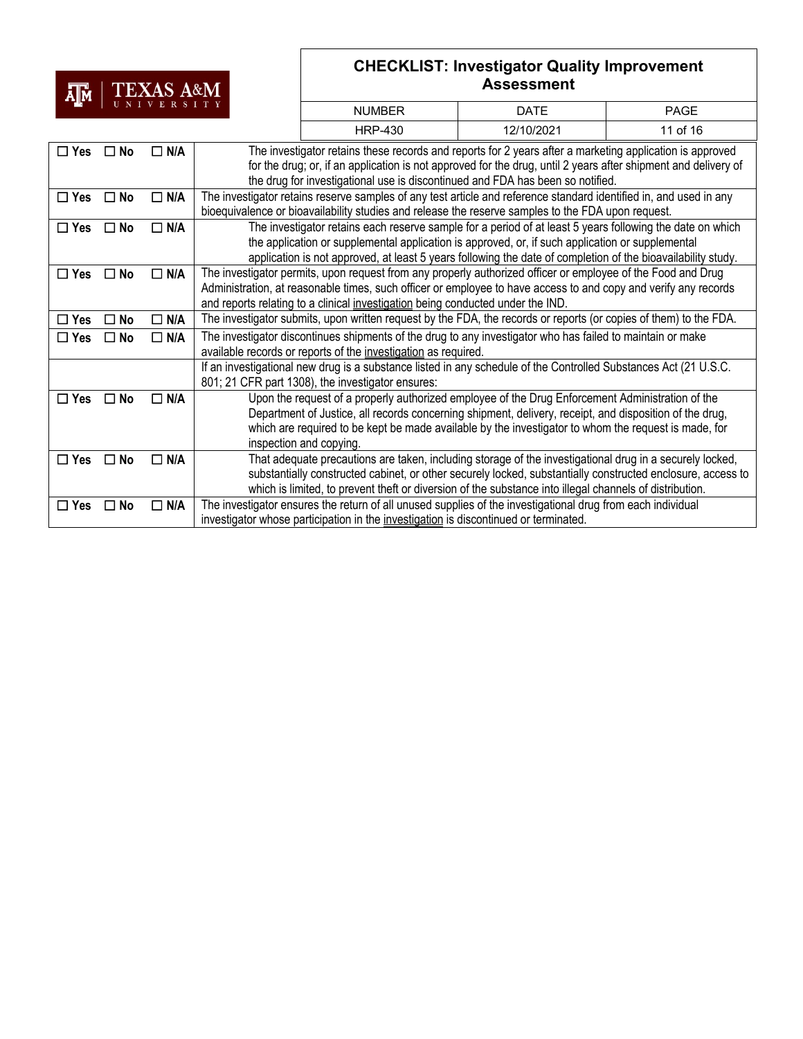| | | | |
|---|---|---|---|
| ☐ Yes | ☐ No | ☐ N/A | The investigator retains these records and reports for 2 years after a marketing application is approved for the drug; or, if an application is not approved for the drug, until 2 years after shipment and delivery of the drug for investigational use is discontinued and FDA has been so notified. |
| ☐ Yes | ☐ No | ☐ N/A | The investigator retains reserve samples of any test article and reference standard identified in, and used in any bioequivalence or bioavailability studies and release the reserve samples to the FDA upon request. |
| ☐ Yes | ☐ No | ☐ N/A | The investigator retains each reserve sample for a period of at least 5 years following the date on which the application or supplemental application is approved, or, if such application or supplemental application is not approved, at least 5 years following the date of completion of the bioavailability study. |
| ☐ Yes | ☐ No | ☐ N/A | The investigator permits, upon request from any properly authorized officer or employee of the Food and Drug Administration, at reasonable times, such officer or employee to have access to and copy and verify any records and reports relating to a clinical investigation being conducted under the IND. |
| ☐ Yes | ☐ No | ☐ N/A | The investigator submits, upon written request by the FDA, the records or reports (or copies of them) to the FDA. |
| ☐ Yes | ☐ No | ☐ N/A | The investigator discontinues shipments of the drug to any investigator who has failed to maintain or make available records or reports of the investigation as required. |
| | | | If an investigational new drug is a substance listed in any schedule of the Controlled Substances Act (21 U.S.C. 801; 21 CFR part 1308), the investigator ensures: |
| ☐ Yes | ☐ No | ☐ N/A | Upon the request of a properly authorized employee of the Drug Enforcement Administration of the Department of Justice, all records concerning shipment, delivery, receipt, and disposition of the drug, which are required to be kept be made available by the investigator to whom the request is made, for inspection and copying. |
| ☐ Yes | ☐ No | ☐ N/A | That adequate precautions are taken, including storage of the investigational drug in a securely locked, substantially constructed cabinet, or other securely locked, substantially constructed enclosure, access to which is limited, to prevent theft or diversion of the substance into illegal channels of distribution. |
| ☐ Yes | ☐ No | ☐ N/A | The investigator ensures the return of all unused supplies of the investigational drug from each individual investigator whose participation in the investigation is discontinued or terminated. |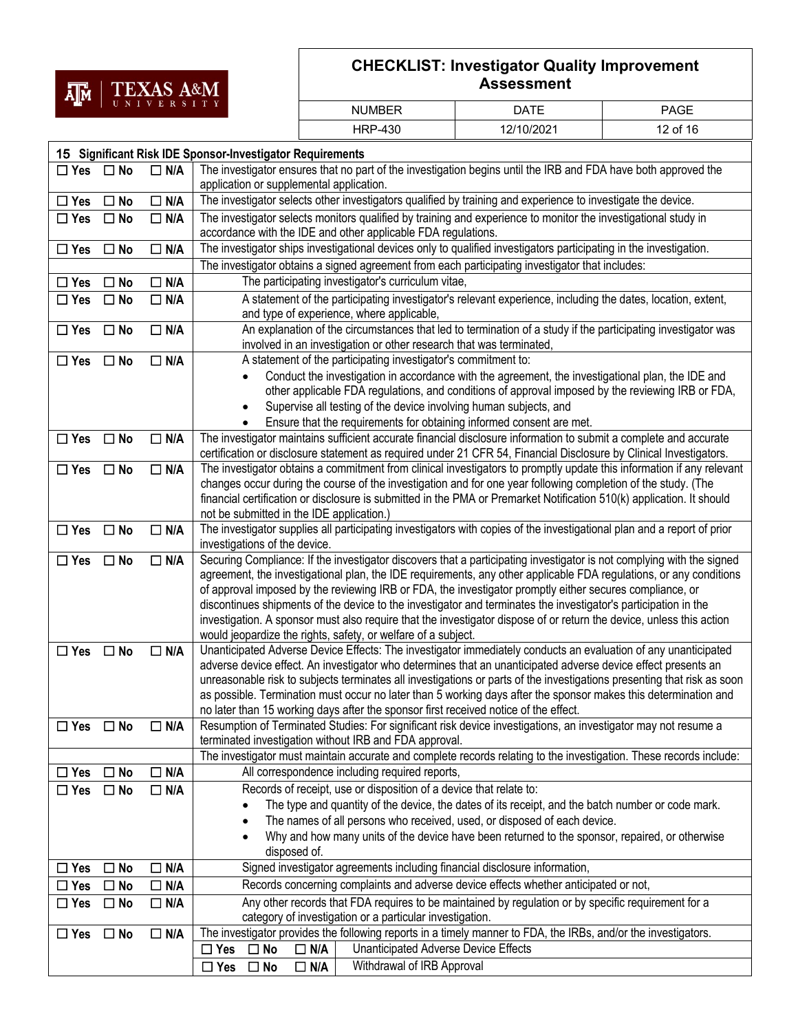| 15 Significant Risk IDE Sponsor-Investigator Requirements | | | |
|---|---|---|---|
| ☐ Yes | ☐ No | ☐ N/A | The investigator ensures that no part of the investigation begins until the IRB and FDA have both approved the application or supplemental application. |
| ☐ Yes | ☐ No | ☐ N/A | The investigator selects other investigators qualified by training and experience to investigate the device. |
| ☐ Yes | ☐ No | ☐ N/A | The investigator selects monitors qualified by training and experience to monitor the investigational study in accordance with the IDE and other applicable FDA regulations. |
| ☐ Yes | ☐ No | ☐ N/A | The investigator ships investigational devices only to qualified investigators participating in the investigation. |
| | | | The investigator obtains a signed agreement from each participating investigator that includes: |
| ☐ Yes | ☐ No | ☐ N/A | The participating investigator's curriculum vitae, |
| ☐ Yes | ☐ No | ☐ N/A | A statement of the participating investigator's relevant experience, including the dates, location, extent, and type of experience, where applicable, |
| ☐ Yes | ☐ No | ☐ N/A | An explanation of the circumstances that led to termination of a study if the participating investigator was involved in an investigation or other research that was terminated, |
| ☐ Yes | ☐ No | ☐ N/A | A statement of the participating investigator's commitment to:<br>• Conduct the investigation in accordance with the agreement, the investigational plan, the IDE and other applicable FDA regulations, and conditions of approval imposed by the reviewing IRB or FDA,<br>• Supervise all testing of the device involving human subjects, and<br>• Ensure that the requirements for obtaining informed consent are met. |
| ☐ Yes | ☐ No | ☐ N/A | The investigator maintains sufficient accurate financial disclosure information to submit a complete and accurate certification or disclosure statement as required under 21 CFR 54, Financial Disclosure by Clinical Investigators. |
| ☐ Yes | ☐ No | ☐ N/A | The investigator obtains a commitment from clinical investigators to promptly update this information if any relevant changes occur during the course of the investigation and for one year following completion of the study. (The financial certification or disclosure is submitted in the PMA or Premarket Notification 510(k) application. It should not be submitted in the IDE application.) |
| ☐ Yes | ☐ No | ☐ N/A | The investigator supplies all participating investigators with copies of the investigational plan and a report of prior investigations of the device. |
| ☐ Yes | ☐ No | ☐ N/A | Securing Compliance: If the investigator discovers that a participating investigator is not complying with the signed agreement, the investigational plan, the IDE requirements, any other applicable FDA regulations, or any conditions of approval imposed by the reviewing IRB or FDA, the investigator promptly either secures compliance, or discontinues shipments of the device to the investigator and terminates the investigator's participation in the investigation. A sponsor must also require that the investigator dispose of or return the device, unless this action would jeopardize the rights, safety, or welfare of a subject. |
| ☐ Yes | ☐ No | ☐ N/A | Unanticipated Adverse Device Effects: The investigator immediately conducts an evaluation of any unanticipated adverse device effect. An investigator who determines that an unanticipated adverse device effect presents an unreasonable risk to subjects terminates all investigations or parts of the investigations presenting that risk as soon as possible. Termination must occur no later than 5 working days after the sponsor makes this determination and no later than 15 working days after the sponsor first received notice of the effect. |
| ☐ Yes | ☐ No | ☐ N/A | Resumption of Terminated Studies: For significant risk device investigations, an investigator may not resume a terminated investigation without IRB and FDA approval. |
| | | | The investigator must maintain accurate and complete records relating to the investigation. These records include: |
| ☐ Yes | ☐ No | ☐ N/A | All correspondence including required reports, |
| ☐ Yes | ☐ No | ☐ N/A | Records of receipt, use or disposition of a device that relate to:<br>• The type and quantity of the device, the dates of its receipt, and the batch number or code mark.<br>• The names of all persons who received, used, or disposed of each device.<br>• Why and how many units of the device have been returned to the sponsor, repaired, or otherwise disposed of. |
| ☐ Yes | ☐ No | ☐ N/A | Signed investigator agreements including financial disclosure information, |
| ☐ Yes | ☐ No | ☐ N/A | Records concerning complaints and adverse device effects whether anticipated or not, |
| ☐ Yes | ☐ No | ☐ N/A | Any other records that FDA requires to be maintained by regulation or by specific requirement for a category of investigation or a particular investigation. |
| ☐ Yes | ☐ No | ☐ N/A | The investigator provides the following reports in a timely manner to FDA, the IRBs, and/or the investigators.<br>☐ Yes ☐ No ☐ N/A — Unanticipated Adverse Device Effects<br>☐ Yes ☐ No ☐ N/A — Withdrawal of IRB Approval |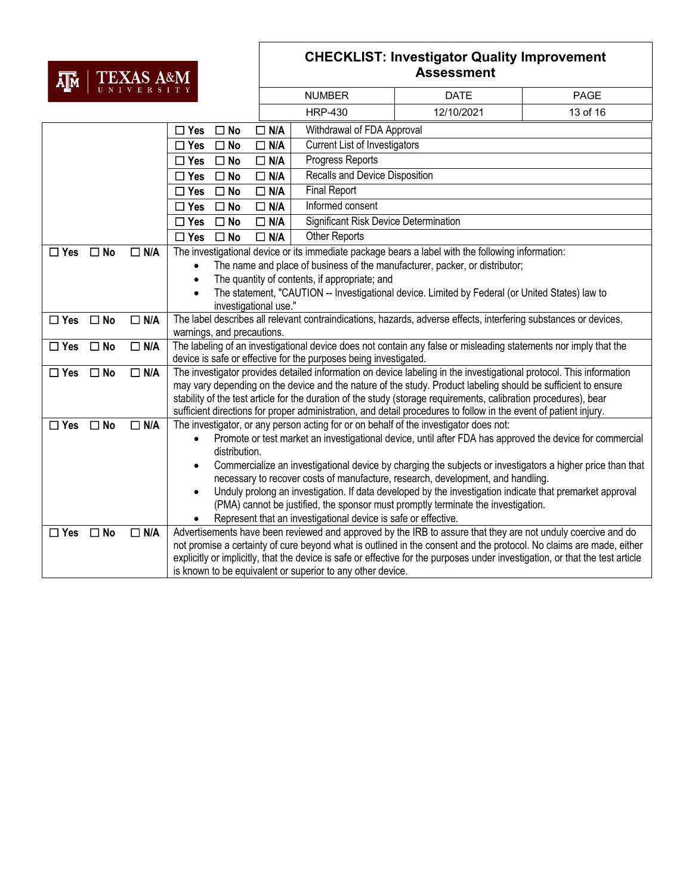| | | |
|---|---|---|
| | ☐ Yes ☐ No ☐ N/A | Withdrawal of FDA Approval |
| | ☐ Yes ☐ No ☐ N/A | Current List of Investigators |
| | ☐ Yes ☐ No ☐ N/A | Progress Reports |
| | ☐ Yes ☐ No ☐ N/A | Recalls and Device Disposition |
| | ☐ Yes ☐ No ☐ N/A | Final Report |
| | ☐ Yes ☐ No ☐ N/A | Informed consent |
| | ☐ Yes ☐ No ☐ N/A | Significant Risk Device Determination |
| | ☐ Yes ☐ No ☐ N/A | Other Reports |

| | |
|---|---|
| ☐ Yes ☐ No ☐ N/A | The investigational device or its immediate package bears a label with the following information:<br>• The name and place of business of the manufacturer, packer, or distributor;<br>• The quantity of contents, if appropriate; and<br>• The statement, "CAUTION -- Investigational device. Limited by Federal (or United States) law to investigational use." |
| ☐ Yes ☐ No ☐ N/A | The label describes all relevant contraindications, hazards, adverse effects, interfering substances or devices, warnings, and precautions. |
| ☐ Yes ☐ No ☐ N/A | The labeling of an investigational device does not contain any false or misleading statements nor imply that the device is safe or effective for the purposes being investigated. |
| ☐ Yes ☐ No ☐ N/A | The investigator provides detailed information on device labeling in the investigational protocol. This information may vary depending on the device and the nature of the study. Product labeling should be sufficient to ensure stability of the test article for the duration of the study (storage requirements, calibration procedures), bear sufficient directions for proper administration, and detail procedures to follow in the event of patient injury. |
| ☐ Yes ☐ No ☐ N/A | The investigator, or any person acting for or on behalf of the investigator does not:<br>• Promote or test market an investigational device, until after FDA has approved the device for commercial distribution.<br>• Commercialize an investigational device by charging the subjects or investigators a higher price than that necessary to recover costs of manufacture, research, development, and handling.<br>• Unduly prolong an investigation. If data developed by the investigation indicate that premarket approval (PMA) cannot be justified, the sponsor must promptly terminate the investigation.<br>• Represent that an investigational device is safe or effective. |
| ☐ Yes ☐ No ☐ N/A | Advertisements have been reviewed and approved by the IRB to assure that they are not unduly coercive and do not promise a certainty of cure beyond what is outlined in the consent and the protocol. No claims are made, either explicitly or implicitly, that the device is safe or effective for the purposes under investigation, or that the test article is known to be equivalent or superior to any other device. |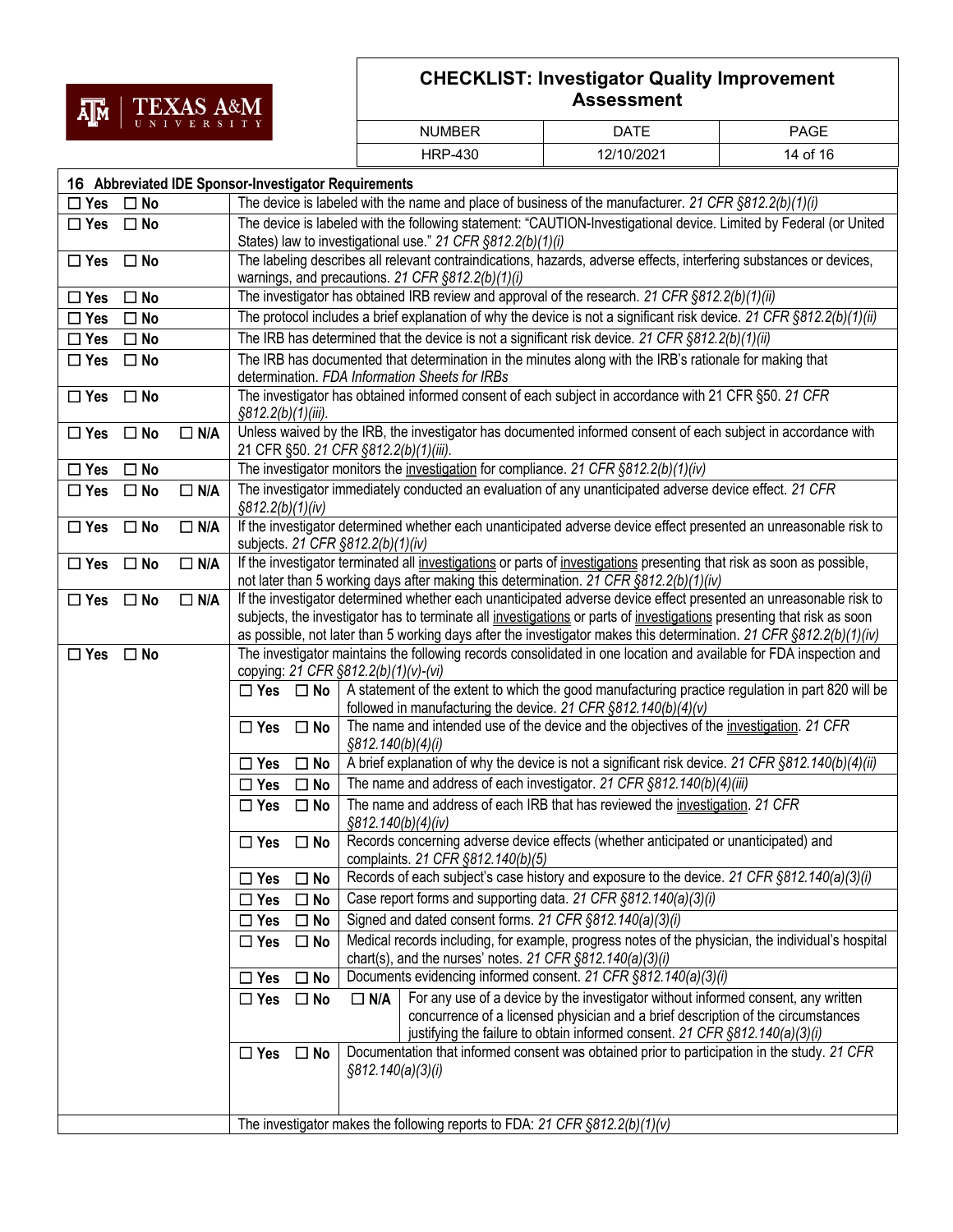## 16 Abbreviated IDE Sponsor-Investigator Requirements

| | |
|---|---|
| ☐ Yes ☐ No | The device is labeled with the name and place of business of the manufacturer. *21 CFR §812.2(b)(1)(i)* |
| ☐ Yes ☐ No | The device is labeled with the following statement: "CAUTION-Investigational device. Limited by Federal (or United States) law to investigational use." *21 CFR §812.2(b)(1)(i)* |
| ☐ Yes ☐ No | The labeling describes all relevant contraindications, hazards, adverse effects, interfering substances or devices, warnings, and precautions. *21 CFR §812.2(b)(1)(i)* |
| ☐ Yes ☐ No | The investigator has obtained IRB review and approval of the research. *21 CFR §812.2(b)(1)(ii)* |
| ☐ Yes ☐ No | The protocol includes a brief explanation of why the device is not a significant risk device. *21 CFR §812.2(b)(1)(ii)* |
| ☐ Yes ☐ No | The IRB has determined that the device is not a significant risk device. *21 CFR §812.2(b)(1)(ii)* |
| ☐ Yes ☐ No | The IRB has documented that determination in the minutes along with the IRB's rationale for making that determination. *FDA Information Sheets for IRBs* |
| ☐ Yes ☐ No | The investigator has obtained informed consent of each subject in accordance with 21 CFR §50. *21 CFR §812.2(b)(1)(iii).* |
| ☐ Yes ☐ No ☐ N/A | Unless waived by the IRB, the investigator has documented informed consent of each subject in accordance with 21 CFR §50. *21 CFR §812.2(b)(1)(iii).* |
| ☐ Yes ☐ No | The investigator monitors the investigation for compliance. *21 CFR §812.2(b)(1)(iv)* |
| ☐ Yes ☐ No ☐ N/A | The investigator immediately conducted an evaluation of any unanticipated adverse device effect. *21 CFR §812.2(b)(1)(iv)* |
| ☐ Yes ☐ No ☐ N/A | If the investigator determined whether each unanticipated adverse device effect presented an unreasonable risk to subjects. *21 CFR §812.2(b)(1)(iv)* |
| ☐ Yes ☐ No ☐ N/A | If the investigator terminated all investigations or parts of investigations presenting that risk as soon as possible, not later than 5 working days after making this determination. *21 CFR §812.2(b)(1)(iv)* |
| ☐ Yes ☐ No ☐ N/A | If the investigator determined whether each unanticipated adverse device effect presented an unreasonable risk to subjects, the investigator has to terminate all investigations or parts of investigations presenting that risk as soon as possible, not later than 5 working days after the investigator makes this determination. *21 CFR §812.2(b)(1)(iv)* |
| ☐ Yes ☐ No | The investigator maintains the following records consolidated in one location and available for FDA inspection and copying: *21 CFR §812.2(b)(1)(v)-(vi)* |
| | ☐ Yes ☐ No — A statement of the extent to which the good manufacturing practice regulation in part 820 will be followed in manufacturing the device. *21 CFR §812.140(b)(4)(v)* |
| | ☐ Yes ☐ No — The name and intended use of the device and the objectives of the investigation. *21 CFR §812.140(b)(4)(i)* |
| | ☐ Yes ☐ No — A brief explanation of why the device is not a significant risk device. *21 CFR §812.140(b)(4)(ii)* |
| | ☐ Yes ☐ No — The name and address of each investigator. *21 CFR §812.140(b)(4)(iii)* |
| | ☐ Yes ☐ No — The name and address of each IRB that has reviewed the investigation. *21 CFR §812.140(b)(4)(iv)* |
| | ☐ Yes ☐ No — Records concerning adverse device effects (whether anticipated or unanticipated) and complaints. *21 CFR §812.140(b)(5)* |
| | ☐ Yes ☐ No — Records of each subject's case history and exposure to the device. *21 CFR §812.140(a)(3)(i)* |
| | ☐ Yes ☐ No — Case report forms and supporting data. *21 CFR §812.140(a)(3)(i)* |
| | ☐ Yes ☐ No — Signed and dated consent forms. *21 CFR §812.140(a)(3)(i)* |
| | ☐ Yes ☐ No — Medical records including, for example, progress notes of the physician, the individual's hospital chart(s), and the nurses' notes. *21 CFR §812.140(a)(3)(i)* |
| | ☐ Yes ☐ No — Documents evidencing informed consent. *21 CFR §812.140(a)(3)(i)* |
| | ☐ Yes ☐ No ☐ N/A — For any use of a device by the investigator without informed consent, any written concurrence of a licensed physician and a brief description of the circumstances justifying the failure to obtain informed consent. *21 CFR §812.140(a)(3)(i)* |
| | ☐ Yes ☐ No — Documentation that informed consent was obtained prior to participation in the study. *21 CFR §812.140(a)(3)(i)* |
| | The investigator makes the following reports to FDA: *21 CFR §812.2(b)(1)(v)* |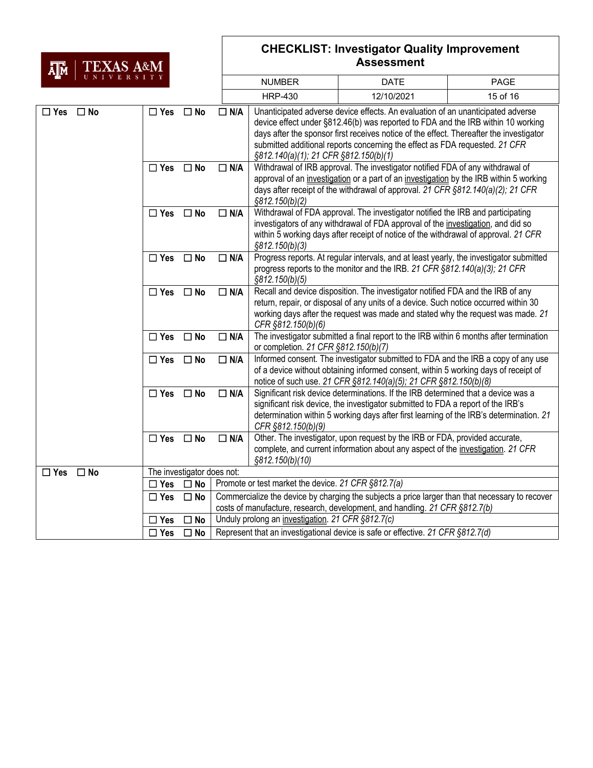| | | | |
|---|---|---|---|
| ☐ Yes ☐ No | ☐ Yes ☐ No | ☐ N/A | Unanticipated adverse device effects. An evaluation of an unanticipated adverse device effect under §812.46(b) was reported to FDA and the IRB within 10 working days after the sponsor first receives notice of the effect. Thereafter the investigator submitted additional reports concerning the effect as FDA requested. *21 CFR §812.140(a)(1); 21 CFR §812.150(b)(1)* |
| | ☐ Yes ☐ No | ☐ N/A | Withdrawal of IRB approval. The investigator notified FDA of any withdrawal of approval of an investigation or a part of an investigation by the IRB within 5 working days after receipt of the withdrawal of approval. *21 CFR §812.140(a)(2); 21 CFR §812.150(b)(2)* |
| | ☐ Yes ☐ No | ☐ N/A | Withdrawal of FDA approval. The investigator notified the IRB and participating investigators of any withdrawal of FDA approval of the investigation, and did so within 5 working days after receipt of notice of the withdrawal of approval. *21 CFR §812.150(b)(3)* |
| | ☐ Yes ☐ No | ☐ N/A | Progress reports. At regular intervals, and at least yearly, the investigator submitted progress reports to the monitor and the IRB. *21 CFR §812.140(a)(3); 21 CFR §812.150(b)(5)* |
| | ☐ Yes ☐ No | ☐ N/A | Recall and device disposition. The investigator notified FDA and the IRB of any return, repair, or disposal of any units of a device. Such notice occurred within 30 working days after the request was made and stated why the request was made. *21 CFR §812.150(b)(6)* |
| | ☐ Yes ☐ No | ☐ N/A | The investigator submitted a final report to the IRB within 6 months after termination or completion. *21 CFR §812.150(b)(7)* |
| | ☐ Yes ☐ No | ☐ N/A | Informed consent. The investigator submitted to FDA and the IRB a copy of any use of a device without obtaining informed consent, within 5 working days of receipt of notice of such use. *21 CFR §812.140(a)(5); 21 CFR §812.150(b)(8)* |
| | ☐ Yes ☐ No | ☐ N/A | Significant risk device determinations. If the IRB determined that a device was a significant risk device, the investigator submitted to FDA a report of the IRB's determination within 5 working days after first learning of the IRB's determination. *21 CFR §812.150(b)(9)* |
| | ☐ Yes ☐ No | ☐ N/A | Other. The investigator, upon request by the IRB or FDA, provided accurate, complete, and current information about any aspect of the investigation. *21 CFR §812.150(b)(10)* |
| ☐ Yes ☐ No | The investigator does not: | | |
| | ☐ Yes ☐ No | Promote or test market the device. *21 CFR §812.7(a)* | |
| | ☐ Yes ☐ No | Commercialize the device by charging the subjects a price larger than that necessary to recover costs of manufacture, research, development, and handling. *21 CFR §812.7(b)* | |
| | ☐ Yes ☐ No | Unduly prolong an investigation. *21 CFR §812.7(c)* | |
| | ☐ Yes ☐ No | Represent that an investigational device is safe or effective. *21 CFR §812.7(d)* | |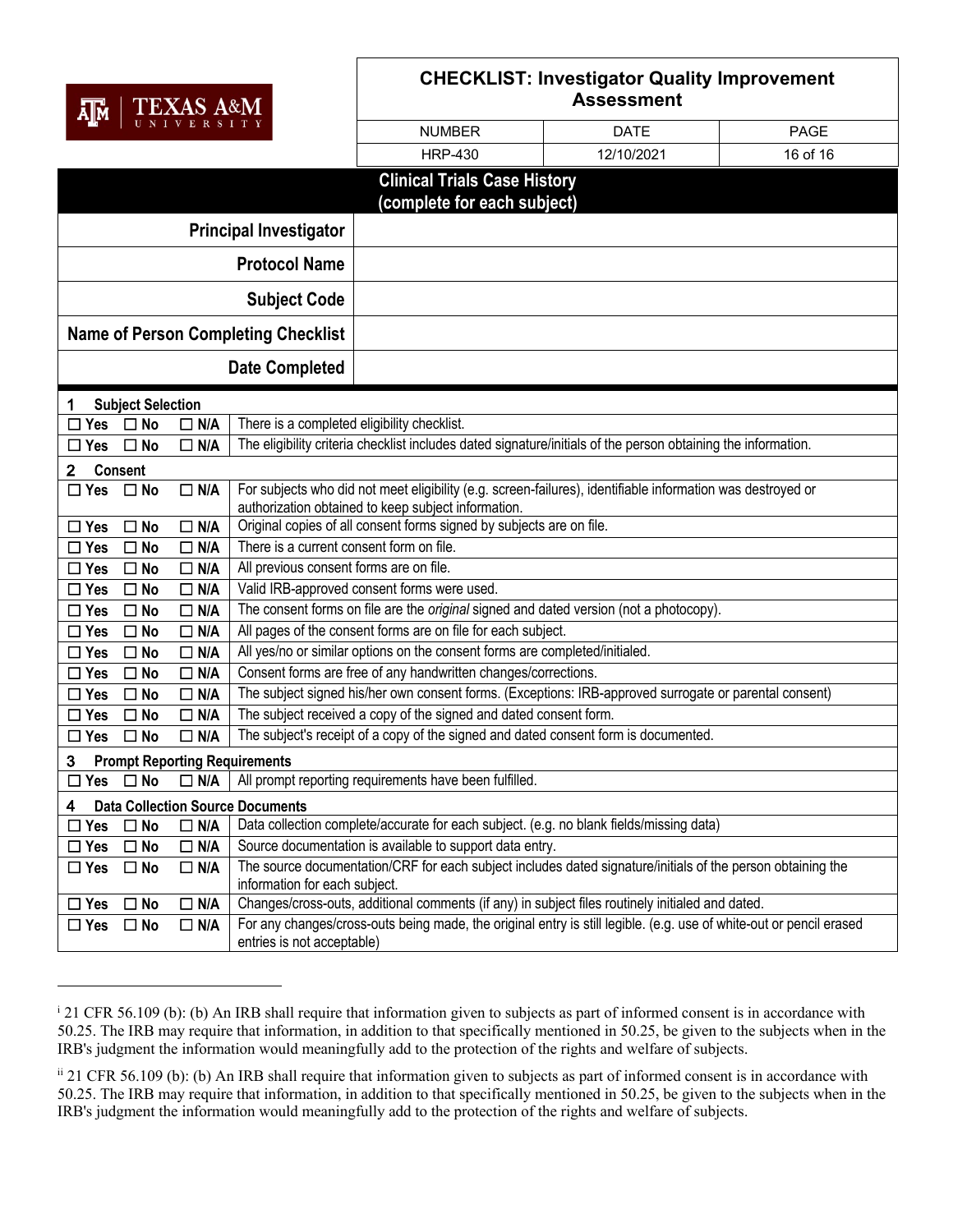**CHECKLIST: Investigator Quality Improvement Assessment**

| NUMBER | DATE | PAGE |
|---|---|---|
| HRP-430 | 12/10/2021 | 16 of 16 |

## Clinical Trials Case History (complete for each subject)

| | |
|---|---|
| **Principal Investigator** | |
| **Protocol Name** | |
| **Subject Code** | |
| **Name of Person Completing Checklist** | |
| **Date Completed** | |

| | |
|---|---|
| **1 Subject Selection** | |
| ☐ Yes ☐ No ☐ N/A | There is a completed eligibility checklist. |
| ☐ Yes ☐ No ☐ N/A | The eligibility criteria checklist includes dated signature/initials of the person obtaining the information. |
| **2 Consent** | |
| ☐ Yes ☐ No ☐ N/A | For subjects who did not meet eligibility (e.g. screen-failures), identifiable information was destroyed or authorization obtained to keep subject information. |
| ☐ Yes ☐ No ☐ N/A | Original copies of all consent forms signed by subjects are on file. |
| ☐ Yes ☐ No ☐ N/A | There is a current consent form on file. |
| ☐ Yes ☐ No ☐ N/A | All previous consent forms are on file. |
| ☐ Yes ☐ No ☐ N/A | Valid IRB-approved consent forms were used. |
| ☐ Yes ☐ No ☐ N/A | The consent forms on file are the *original* signed and dated version (not a photocopy). |
| ☐ Yes ☐ No ☐ N/A | All pages of the consent forms are on file for each subject. |
| ☐ Yes ☐ No ☐ N/A | All yes/no or similar options on the consent forms are completed/initialed. |
| ☐ Yes ☐ No ☐ N/A | Consent forms are free of any handwritten changes/corrections. |
| ☐ Yes ☐ No ☐ N/A | The subject signed his/her own consent forms. (Exceptions: IRB-approved surrogate or parental consent) |
| ☐ Yes ☐ No ☐ N/A | The subject received a copy of the signed and dated consent form. |
| ☐ Yes ☐ No ☐ N/A | The subject's receipt of a copy of the signed and dated consent form is documented. |
| **3 Prompt Reporting Requirements** | |
| ☐ Yes ☐ No ☐ N/A | All prompt reporting requirements have been fulfilled. |
| **4 Data Collection Source Documents** | |
| ☐ Yes ☐ No ☐ N/A | Data collection complete/accurate for each subject. (e.g. no blank fields/missing data) |
| ☐ Yes ☐ No ☐ N/A | Source documentation is available to support data entry. |
| ☐ Yes ☐ No ☐ N/A | The source documentation/CRF for each subject includes dated signature/initials of the person obtaining the information for each subject. |
| ☐ Yes ☐ No ☐ N/A | Changes/cross-outs, additional comments (if any) in subject files routinely initialed and dated. |
| ☐ Yes ☐ No ☐ N/A | For any changes/cross-outs being made, the original entry is still legible. (e.g. use of white-out or pencil erased entries is not acceptable) |

---

[i] 21 CFR 56.109 (b): (b) An IRB shall require that information given to subjects as part of informed consent is in accordance with 50.25. The IRB may require that information, in addition to that specifically mentioned in 50.25, be given to the subjects when in the IRB's judgment the information would meaningfully add to the protection of the rights and welfare of subjects.

[ii] 21 CFR 56.109 (b): (b) An IRB shall require that information given to subjects as part of informed consent is in accordance with 50.25. The IRB may require that information, in addition to that specifically mentioned in 50.25, be given to the subjects when in the IRB's judgment the information would meaningfully add to the protection of the rights and welfare of subjects.